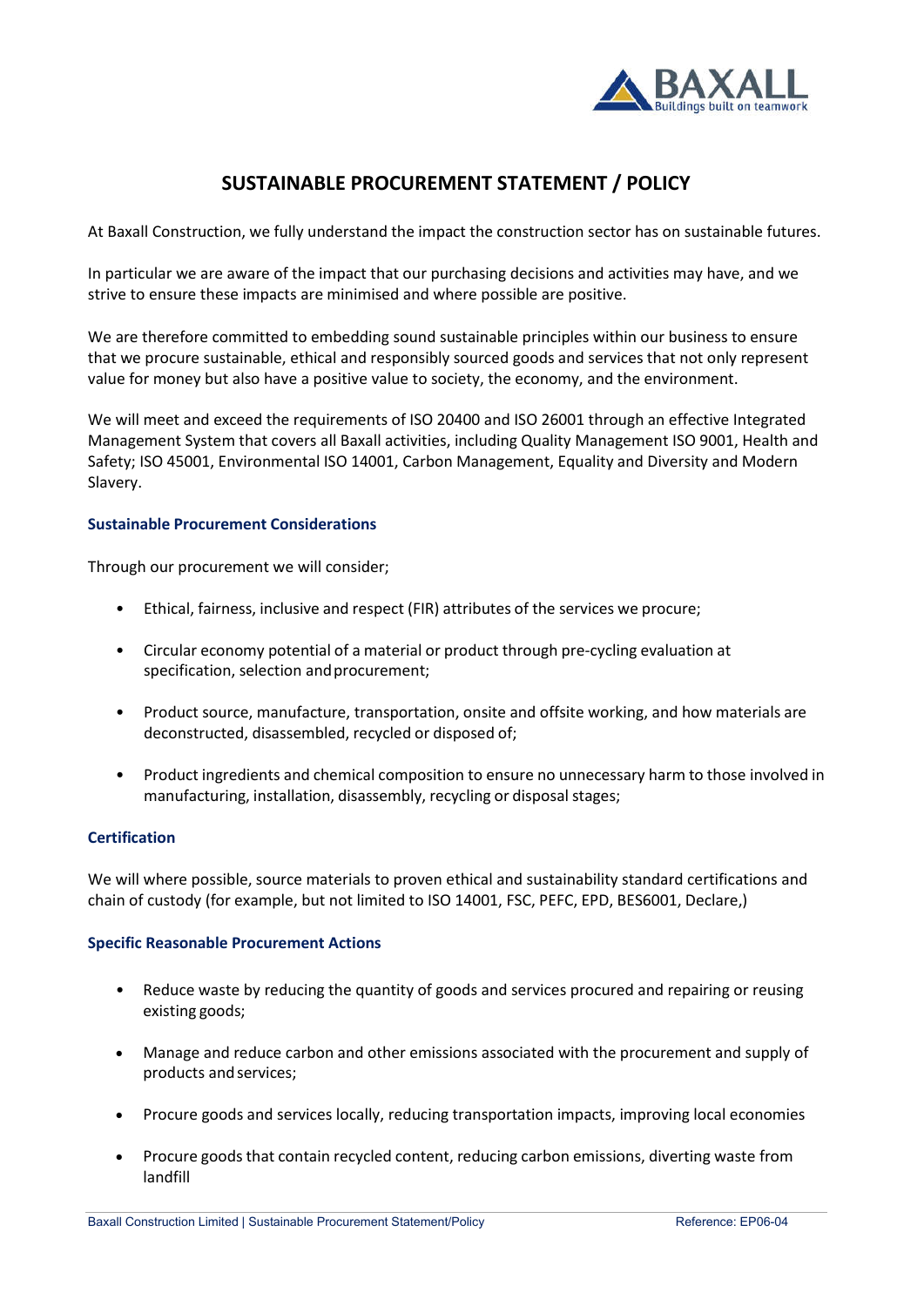# SUSTAINABLE PROCUREMENT STATEMENT / POLICY

At Baxall Construction, we fully understand the impact the construction sector has on sustainable futures.

In particular we are aware of the impact that our purchasing decisions and activities may have, and we strive to ensure these impacts are minimised and where possible are positive.

We are therefore committed to embedding sound sustainable principles within our business to ensure that we procure sustainable, ethical and responsibly sourced goods and services that not only represent value for money but also have a positive value to society, the economy, and the environment.

We will meet and exceed the requirements of ISO 20400 and ISO 26001 through an effective Integrated Management System that covers all Baxall activities, including Quality Management ISO 9001, Health and Safety; ISO 45001, Environmental ISO 14001, Carbon Management, Equality and Diversity and Modern Slavery.

### Sustainable Procurement Considerations

Through our procurement we will consider;

- Ethical, fairness, inclusive and respect (FIR) attributes of the services we procure;
- Circular economy potential of a material or product through pre-cycling evaluation at specification, selection and procurement;
- Product source, manufacture, transportation, onsite and offsite working, and how materials are deconstructed, disassembled, recycled or disposed of;
- Product ingredients and chemical composition to ensure no unnecessary harm to those involved in manufacturing, installation, disassembly, recycling or disposal stages;

### Certification

We will where possible, source materials to proven ethical and sustainability standard certifications and chain of custody (for example, but not limited to ISO 14001, FSC, PEFC, EPD, BES6001, Declare,)

### Specific Reasonable Procurement Actions

- Reduce waste by reducing the quantity of goods and services procured and repairing or reusing existing goods;
- Manage and reduce carbon and other emissions associated with the procurement and supply of products and services;
- Procure goods and services locally, reducing transportation impacts, improving local economies
- Procure goods that contain recycled content, reducing carbon emissions, diverting waste from landfill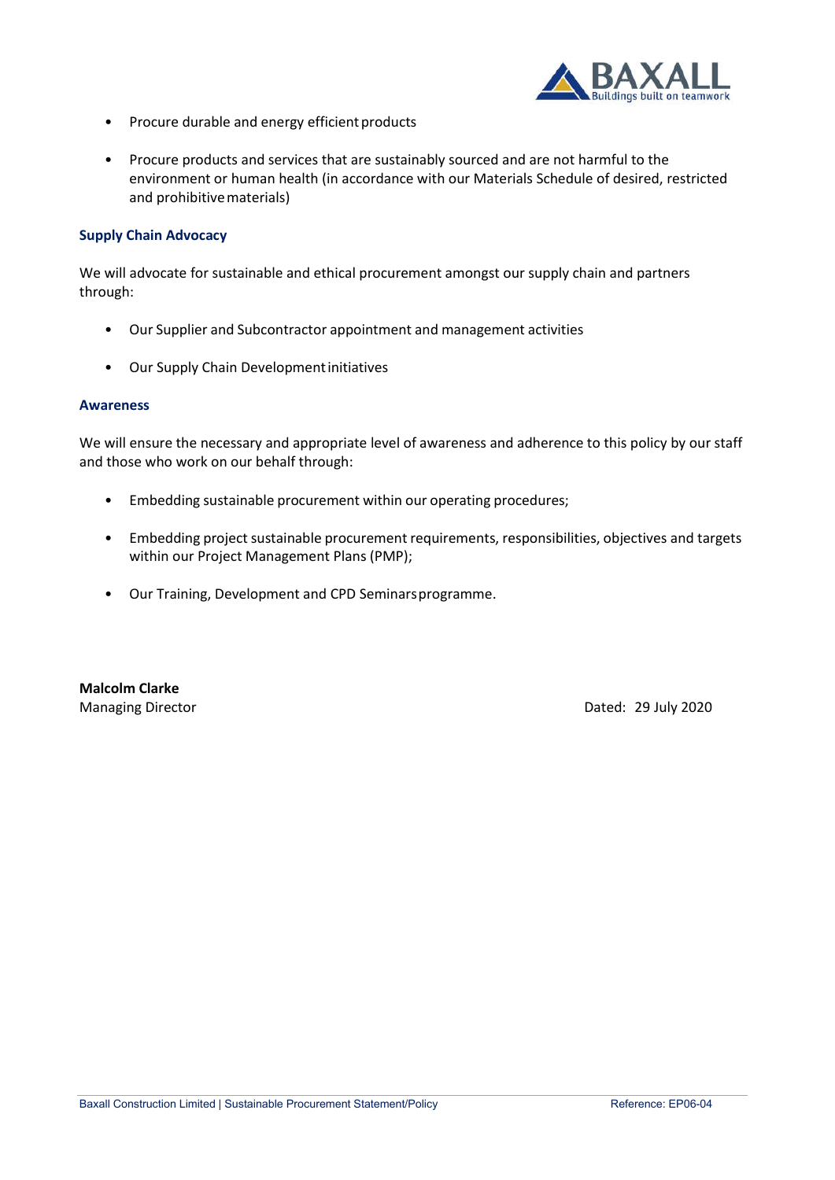- Procure durable and energy efficient products
- Procure products and services that are sustainably sourced and are not harmful to the environment or human health (in accordance with our Materials Schedule of desired, restricted and prohibitive materials)

### Supply Chain Advocacy

We will advocate for sustainable and ethical procurement amongst our supply chain and partners through:

- Our Supplier and Subcontractor appointment and management activities
- Our Supply Chain Development initiatives

### Awareness

We will ensure the necessary and appropriate level of awareness and adherence to this policy by our staff and those who work on our behalf through:

- Embedding sustainable procurement within our operating procedures;
- Embedding project sustainable procurement requirements, responsibilities, objectives and targets within our Project Management Plans (PMP);
- Our Training, Development and CPD Seminars programme.

**Malcolm Clarke**
Managing Director

Dated: 29 July 2020